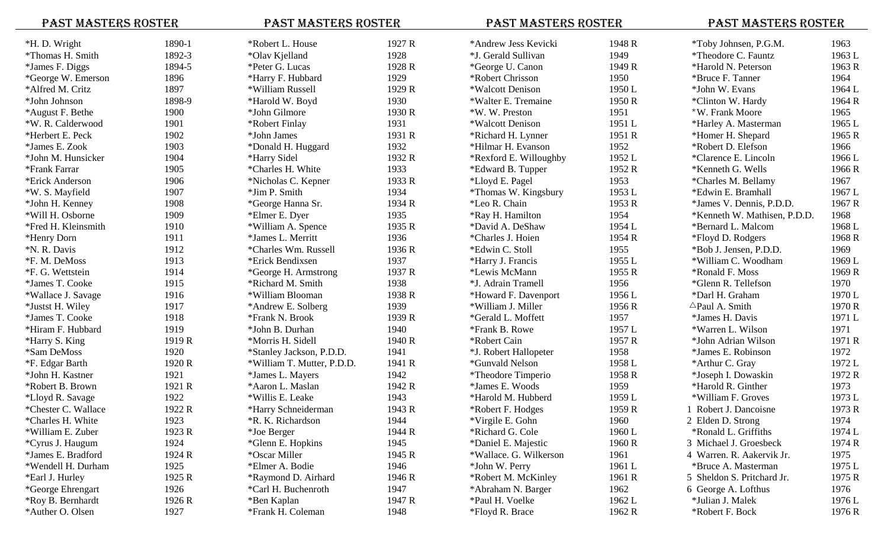## PAST MASTERS ROSTER

| Name | Year |
|---|---|
| *H. D. Wright | 1890-1 |
| *Thomas H. Smith | 1892-3 |
| *James F. Diggs | 1894-5 |
| *George W. Emerson | 1896 |
| *Alfred M. Critz | 1897 |
| *John Johnson | 1898-9 |
| *August F. Bethe | 1900 |
| *W. R. Calderwood | 1901 |
| *Herbert E. Peck | 1902 |
| *James E. Zook | 1903 |
| *John M. Hunsicker | 1904 |
| *Frank Farrar | 1905 |
| *Erick Anderson | 1906 |
| *W. S. Mayfield | 1907 |
| *John H. Kenney | 1908 |
| *Will H. Osborne | 1909 |
| *Fred H. Kleinsmith | 1910 |
| *Henry Dorn | 1911 |
| *N. R. Davis | 1912 |
| *F. M. DeMoss | 1913 |
| *F. G. Wettstein | 1914 |
| *James T. Cooke | 1915 |
| *Wallace J. Savage | 1916 |
| *Justst H. Wiley | 1917 |
| *James T. Cooke | 1918 |
| *Hiram F. Hubbard | 1919 |
| *Harry S. King | 1919 R |
| *Sam DeMoss | 1920 |
| *F. Edgar Barth | 1920 R |
| *John H. Kastner | 1921 |
| *Robert B. Brown | 1921 R |
| *Lloyd R. Savage | 1922 |
| *Chester C. Wallace | 1922 R |
| *Charles H. White | 1923 |
| *William E. Zuber | 1923 R |
| *Cyrus J. Haugum | 1924 |
| *James E. Bradford | 1924 R |
| *Wendell H. Durham | 1925 |
| *Earl J. Hurley | 1925 R |
| *George Ehrengart | 1926 |
| *Roy B. Bernhardt | 1926 R |
| *Auther O. Olsen | 1927 |

## PAST MASTERS ROSTER

| Name | Year |
|---|---|
| *Robert L. House | 1927 R |
| *Olav Kjelland | 1928 |
| *Peter G. Lucas | 1928 R |
| *Harry F. Hubbard | 1929 |
| *William Russell | 1929 R |
| *Harold W. Boyd | 1930 |
| *John Gilmore | 1930 R |
| *Robert Finlay | 1931 |
| *John James | 1931 R |
| *Donald H. Huggard | 1932 |
| *Harry Sidel | 1932 R |
| *Charles H. White | 1933 |
| *Nicholas C. Kepner | 1933 R |
| *Jim P. Smith | 1934 |
| *George Hanna Sr. | 1934 R |
| *Elmer H. Dyer | 1935 |
| *William A. Spence | 1935 R |
| *James L. Merritt | 1936 |
| *Charles Wm. Russell | 1936 R |
| *Erick Bendixsen | 1937 |
| *George H. Armstrong | 1937 R |
| *Richard M. Smith | 1938 |
| *William Blooman | 1938 R |
| *Andrew E. Solberg | 1939 |
| *Frank N. Brook | 1939 R |
| *John B. Durhan | 1940 |
| *Morris H. Sidell | 1940 R |
| *Stanley Jackson, P.D.D. | 1941 |
| *William T. Mutter, P.D.D. | 1941 R |
| *James L. Mayers | 1942 |
| *Aaron L. Maslan | 1942 R |
| *Willis E. Leake | 1943 |
| *Harry Schneiderman | 1943 R |
| *R. K. Richardson | 1944 |
| *Joe Berger | 1944 R |
| *Glenn E. Hopkins | 1945 |
| *Oscar Miller | 1945 R |
| *Elmer A. Bodie | 1946 |
| *Raymond D. Airhard | 1946 R |
| *Carl H. Buchenroth | 1947 |
| *Ben Kaplan | 1947 R |
| *Frank H. Coleman | 1948 |

## PAST MASTERS ROSTER

| Name | Year |
|---|---|
| *Andrew Jess Kevicki | 1948 R |
| *J. Gerald Sullivan | 1949 |
| *George U. Canon | 1949 R |
| *Robert Chrisson | 1950 |
| *Walcott Denison | 1950 L |
| *Walter E. Tremaine | 1950 R |
| *W. W. Preston | 1951 |
| *Walcott Denison | 1951 L |
| *Richard H. Lynner | 1951 R |
| *Hilmar H. Evanson | 1952 |
| *Rexford E. Willoughby | 1952 L |
| *Edward B. Tupper | 1952 R |
| *Lloyd E. Pagel | 1953 |
| *Thomas W. Kingsbury | 1953 L |
| *Leo R. Chain | 1953 R |
| *Ray H. Hamilton | 1954 |
| *David A. DeShaw | 1954 L |
| *Charles J. Hoien | 1954 R |
| *Edwin C. Stoll | 1955 |
| *Harry J. Francis | 1955 L |
| *Lewis McMann | 1955 R |
| *J. Adrain Tramell | 1956 |
| *Howard F. Davenport | 1956 L |
| *William J. Miller | 1956 R |
| *Gerald L. Moffett | 1957 |
| *Frank B. Rowe | 1957 L |
| *Robert Cain | 1957 R |
| *J. Robert Hallopeter | 1958 |
| *Gunvald Nelson | 1958 L |
| *Theodore Timperio | 1958 R |
| *James E. Woods | 1959 |
| *Harold M. Hubberd | 1959 L |
| *Robert F. Hodges | 1959 R |
| *Virgile E. Gohn | 1960 |
| *Richard G. Cole | 1960 L |
| *Daniel E. Majestic | 1960 R |
| *Wallace. G. Wilkerson | 1961 |
| *John W. Perry | 1961 L |
| *Robert M. McKinley | 1961 R |
| *Abraham N. Barger | 1962 |
| *Paul H. Voelke | 1962 L |
| *Floyd R. Brace | 1962 R |

## PAST MASTERS ROSTER

| Name | Year |
|---|---|
| *Toby Johnsen, P.G.M. | 1963 |
| *Theodore C. Fauntz | 1963 L |
| *Harold N. Peterson | 1963 R |
| *Bruce F. Tanner | 1964 |
| *John W. Evans | 1964 L |
| *Clinton W. Hardy | 1964 R |
| *W. Frank Moore | 1965 |
| *Harley A. Masterman | 1965 L |
| *Homer H. Shepard | 1965 R |
| *Robert D. Elefson | 1966 |
| *Clarence E. Lincoln | 1966 L |
| *Kenneth G. Wells | 1966 R |
| *Charles M. Bellamy | 1967 |
| *Edwin E. Bramhall | 1967 L |
| *James V. Dennis, P.D.D. | 1967 R |
| *Kenneth W. Mathisen, P.D.D. | 1968 |
| *Bernard L. Malcom | 1968 L |
| *Floyd D. Rodgers | 1968 R |
| *Bob J. Jensen, P.D.D. | 1969 |
| *William C. Woodham | 1969 L |
| *Ronald F. Moss | 1969 R |
| *Glenn R. Tellefson | 1970 |
| *Darl H. Graham | 1970 L |
| △Paul A. Smith | 1970 R |
| *James H. Davis | 1971 L |
| *Warren L. Wilson | 1971 |
| *John Adrian Wilson | 1971 R |
| *James E. Robinson | 1972 |
| *Arthur C. Gray | 1972 L |
| *Joseph I. Dowaskin | 1972 R |
| *Harold R. Ginther | 1973 |
| *William F. Groves | 1973 L |
| 1 Robert J. Dancoisne | 1973 R |
| 2 Elden D. Strong | 1974 |
| *Ronald L. Griffiths | 1974 L |
| 3 Michael J. Groesbeck | 1974 R |
| 4 Warren. R. Aakervik Jr. | 1975 |
| *Bruce A. Masterman | 1975 L |
| 5 Sheldon S. Pritchard Jr. | 1975 R |
| 6 George A. Lofthus | 1976 |
| *Julian J. Malek | 1976 L |
| *Robert F. Bock | 1976 R |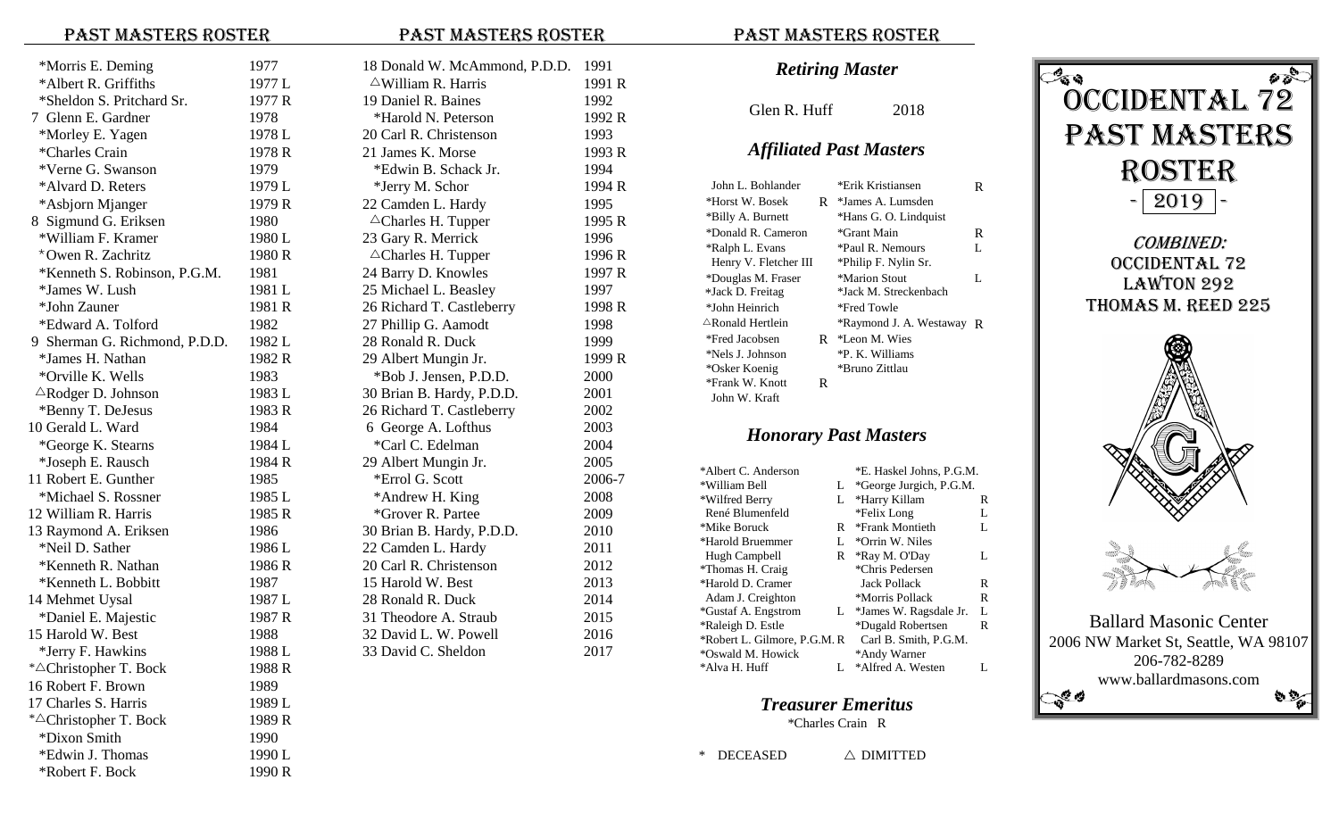## PAST MASTERS ROSTER

| | |
|---|---|
| *Morris E. Deming | 1977 |
| *Albert R. Griffiths | 1977 L |
| *Sheldon S. Pritchard Sr. | 1977 R |
| 7 Glenn E. Gardner | 1978 |
| *Morley E. Yagen | 1978 L |
| *Charles Crain | 1978 R |
| *Verne G. Swanson | 1979 |
| *Alvard D. Reters | 1979 L |
| *Asbjorn Mjanger | 1979 R |
| 8 Sigmund G. Eriksen | 1980 |
| *William F. Kramer | 1980 L |
| *Owen R. Zachritz | 1980 R |
| *Kenneth S. Robinson, P.G.M. | 1981 |
| *James W. Lush | 1981 L |
| *John Zauner | 1981 R |
| *Edward A. Tolford | 1982 |
| 9 Sherman G. Richmond, P.D.D. | 1982 L |
| *James H. Nathan | 1982 R |
| *Orville K. Wells | 1983 |
| △Rodger D. Johnson | 1983 L |
| *Benny T. DeJesus | 1983 R |
| 10 Gerald L. Ward | 1984 |
| *George K. Stearns | 1984 L |
| *Joseph E. Rausch | 1984 R |
| 11 Robert E. Gunther | 1985 |
| *Michael S. Rossner | 1985 L |
| 12 William R. Harris | 1985 R |
| 13 Raymond A. Eriksen | 1986 |
| *Neil D. Sather | 1986 L |
| *Kenneth R. Nathan | 1986 R |
| *Kenneth L. Bobbitt | 1987 |
| 14 Mehmet Uysal | 1987 L |
| *Daniel E. Majestic | 1987 R |
| 15 Harold W. Best | 1988 |
| *Jerry F. Hawkins | 1988 L |
| *△Christopher T. Bock | 1988 R |
| 16 Robert F. Brown | 1989 |
| 17 Charles S. Harris | 1989 L |
| *△Christopher T. Bock | 1989 R |
| *Dixon Smith | 1990 |
| *Edwin J. Thomas | 1990 L |
| *Robert F. Bock | 1990 R |
| 18 Donald W. McAmmond, P.D.D. | 1991 |
| △William R. Harris | 1991 R |
| 19 Daniel R. Baines | 1992 |
| *Harold N. Peterson | 1992 R |
| 20 Carl R. Christenson | 1993 |
| 21 James K. Morse | 1993 R |
| *Edwin B. Schack Jr. | 1994 |
| *Jerry M. Schor | 1994 R |
| 22 Camden L. Hardy | 1995 |
| △Charles H. Tupper | 1995 R |
| 23 Gary R. Merrick | 1996 |
| △Charles H. Tupper | 1996 R |
| 24 Barry D. Knowles | 1997 R |
| 25 Michael L. Beasley | 1997 |
| 26 Richard T. Castleberry | 1998 R |
| 27 Phillip G. Aamodt | 1998 |
| 28 Ronald R. Duck | 1999 |
| 29 Albert Mungin Jr. | 1999 R |
| *Bob J. Jensen, P.D.D. | 2000 |
| 30 Brian B. Hardy, P.D.D. | 2001 |
| 26 Richard T. Castleberry | 2002 |
| 6 George A. Lofthus | 2003 |
| *Carl C. Edelman | 2004 |
| 29 Albert Mungin Jr. | 2005 |
| *Errol G. Scott | 2006-7 |
| *Andrew H. King | 2008 |
| *Grover R. Partee | 2009 |
| 30 Brian B. Hardy, P.D.D. | 2010 |
| 22 Camden L. Hardy | 2011 |
| 20 Carl R. Christenson | 2012 |
| 15 Harold W. Best | 2013 |
| 28 Ronald R. Duck | 2014 |
| 31 Theodore A. Straub | 2015 |
| 32 David L. W. Powell | 2016 |
| 33 David C. Sheldon | 2017 |

### *Retiring Master*

Glen R. Huff 2018

### *Affiliated Past Masters*

| | | | |
|---|---|---|---|
| John L. Bohlander | | *Erik Kristiansen | R |
| *Horst W. Bosek | R | *James A. Lumsden | |
| *Billy A. Burnett | | *Hans G. O. Lindquist | |
| *Donald R. Cameron | | *Grant Main | R |
| *Ralph L. Evans | | *Paul R. Nemours | L |
| Henry V. Fletcher III | | *Philip F. Nylin Sr. | |
| *Douglas M. Fraser | | *Marion Stout | L |
| *Jack D. Freitag | | *Jack M. Streckenbach | |
| *John Heinrich | | *Fred Towle | |
| △Ronald Hertlein | | *Raymond J. A. Westaway | R |
| *Fred Jacobsen | R | *Leon M. Wies | |
| *Nels J. Johnson | | *P. K. Williams | |
| *Osker Koenig | | *Bruno Zittlau | |
| *Frank W. Knott | R | | |
| John W. Kraft | | | |

### *Honorary Past Masters*

| | | | |
|---|---|---|---|
| *Albert C. Anderson | | *E. Haskel Johns, P.G.M. | |
| *William Bell | L | *George Jurgich, P.G.M. | |
| *Wilfred Berry | L | *Harry Killam | R |
| René Blumenfeld | | *Felix Long | L |
| *Mike Boruck | R | *Frank Montieth | L |
| *Harold Bruemmer | L | *Orrin W. Niles | |
| Hugh Campbell | R | *Ray M. O'Day | L |
| *Thomas H. Craig | | *Chris Pedersen | |
| *Harold D. Cramer | | Jack Pollack | R |
| Adam J. Creighton | | *Morris Pollack | R |
| *Gustaf A. Engstrom | L | *James W. Ragsdale Jr. | L |
| *Raleigh D. Estle | | *Dugald Robertsen | R |
| *Robert L. Gilmore, P.G.M. | R | Carl B. Smith, P.G.M. | |
| *Oswald M. Howick | | *Andy Warner | |
| *Alva H. Huff | L | *Alfred A. Westen | L |

### *Treasurer Emeritus*

*Charles Crain R

\* DECEASED △ DIMITTED

# OCCIDENTAL 72 PAST MASTERS ROSTER

\- 2019 -

*COMBINED:*
OCCIDENTAL 72
LAWTON 292
THOMAS M. REED 225

Ballard Masonic Center
2006 NW Market St, Seattle, WA 98107
206-782-8289
www.ballardmasons.com